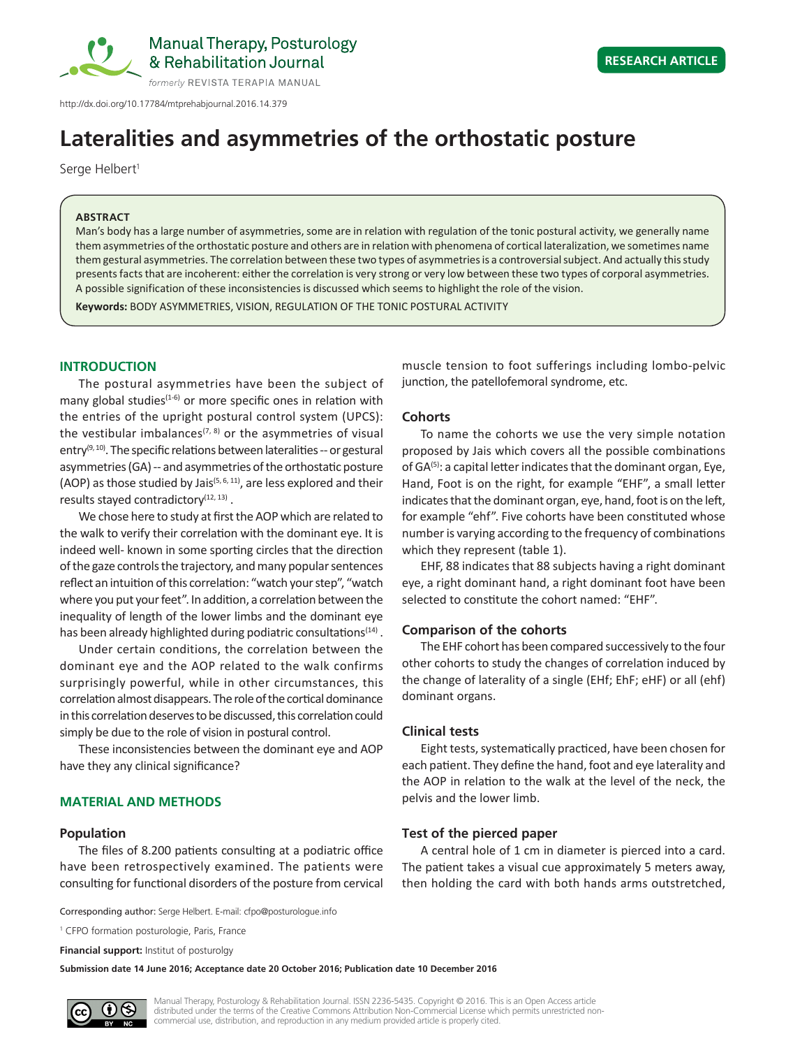http://dx.doi.org/10.17784/mtprehabjournal.2016.14.379

RESEARCH ARTICLE

# Lateralities and asymmetries of the orthostatic posture

Serge Helbert[1]

**ABSTRACT**

Man's body has a large number of asymmetries, some are in relation with regulation of the tonic postural activity, we generally name them asymmetries of the orthostatic posture and others are in relation with phenomena of cortical lateralization, we sometimes name them gestural asymmetries. The correlation between these two types of asymmetries is a controversial subject. And actually this study presents facts that are incoherent: either the correlation is very strong or very low between these two types of corporal asymmetries. A possible signification of these inconsistencies is discussed which seems to highlight the role of the vision.

**Keywords:** BODY ASYMMETRIES, VISION, REGULATION OF THE TONIC POSTURAL ACTIVITY

## INTRODUCTION

The postural asymmetries have been the subject of many global studies[1-6] or more specific ones in relation with the entries of the upright postural control system (UPCS): the vestibular imbalances[7, 8] or the asymmetries of visual entry[9, 10]. The specific relations between lateralities -- or gestural asymmetries (GA) -- and asymmetries of the orthostatic posture (AOP) as those studied by Jais[5, 6, 11], are less explored and their results stayed contradictory[12, 13] .

We chose here to study at first the AOP which are related to the walk to verify their correlation with the dominant eye. It is indeed well- known in some sporting circles that the direction of the gaze controls the trajectory, and many popular sentences reflect an intuition of this correlation: "watch your step", "watch where you put your feet". In addition, a correlation between the inequality of length of the lower limbs and the dominant eye has been already highlighted during podiatric consultations[14] .

Under certain conditions, the correlation between the dominant eye and the AOP related to the walk confirms surprisingly powerful, while in other circumstances, this correlation almost disappears. The role of the cortical dominance in this correlation deserves to be discussed, this correlation could simply be due to the role of vision in postural control.

These inconsistencies between the dominant eye and AOP have they any clinical significance?

## MATERIAL AND METHODS

### Population

The files of 8.200 patients consulting at a podiatric office have been retrospectively examined. The patients were consulting for functional disorders of the posture from cervical muscle tension to foot sufferings including lombo-pelvic junction, the patellofemoral syndrome, etc.

### Cohorts

To name the cohorts we use the very simple notation proposed by Jais which covers all the possible combinations of GA[5]: a capital letter indicates that the dominant organ, Eye, Hand, Foot is on the right, for example "EHF", a small letter indicates that the dominant organ, eye, hand, foot is on the left, for example "ehf". Five cohorts have been constituted whose number is varying according to the frequency of combinations which they represent (table 1).

EHF, 88 indicates that 88 subjects having a right dominant eye, a right dominant hand, a right dominant foot have been selected to constitute the cohort named: "EHF".

### Comparison of the cohorts

The EHF cohort has been compared successively to the four other cohorts to study the changes of correlation induced by the change of laterality of a single (EHf; EhF; eHF) or all (ehf) dominant organs.

### Clinical tests

Eight tests, systematically practiced, have been chosen for each patient. They define the hand, foot and eye laterality and the AOP in relation to the walk at the level of the neck, the pelvis and the lower limb.

### Test of the pierced paper

A central hole of 1 cm in diameter is pierced into a card. The patient takes a visual cue approximately 5 meters away, then holding the card with both hands arms outstretched,

Corresponding author: Serge Helbert. E-mail: cfpo@posturologue.info

[1] CFPO formation posturologie, Paris, France

**Financial support:** Institut of posturolgy

**Submission date 14 June 2016; Acceptance date 20 October 2016; Publication date 10 December 2016**

Manual Therapy, Posturology & Rehabilitation Journal. ISSN 2236-5435. Copyright © 2016. This is an Open Access article distributed under the terms of the Creative Commons Attribution Non-Commercial License which permits unrestricted non-commercial use, distribution, and reproduction in any medium provided article is properly cited.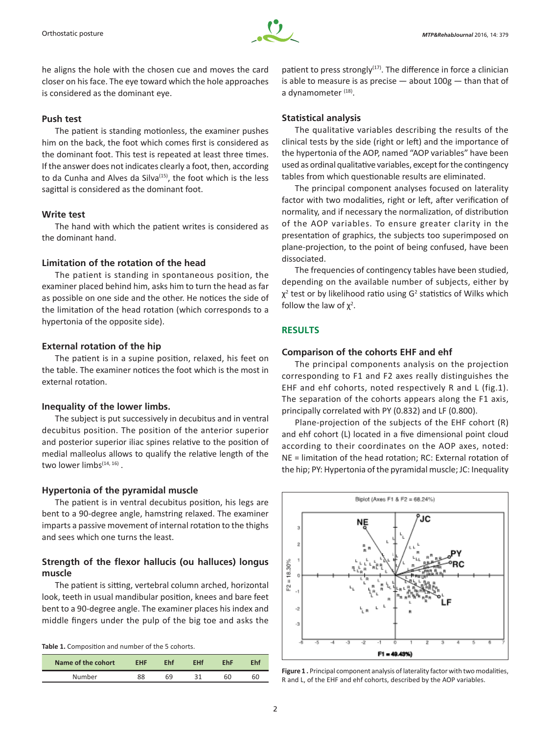he aligns the hole with the chosen cue and moves the card closer on his face. The eye toward which the hole approaches is considered as the dominant eye.

### Push test

The patient is standing motionless, the examiner pushes him on the back, the foot which comes first is considered as the dominant foot. This test is repeated at least three times. If the answer does not indicates clearly a foot, then, according to da Cunha and Alves da Silva[15], the foot which is the less sagittal is considered as the dominant foot.

### Write test

The hand with which the patient writes is considered as the dominant hand.

### Limitation of the rotation of the head

The patient is standing in spontaneous position, the examiner placed behind him, asks him to turn the head as far as possible on one side and the other. He notices the side of the limitation of the head rotation (which corresponds to a hypertonia of the opposite side).

### External rotation of the hip

The patient is in a supine position, relaxed, his feet on the table. The examiner notices the foot which is the most in external rotation.

### Inequality of the lower limbs.

The subject is put successively in decubitus and in ventral decubitus position. The position of the anterior superior and posterior superior iliac spines relative to the position of medial malleolus allows to qualify the relative length of the two lower limbs[14, 16] .

### Hypertonia of the pyramidal muscle

The patient is in ventral decubitus position, his legs are bent to a 90-degree angle, hamstring relaxed. The examiner imparts a passive movement of internal rotation to the thighs and sees which one turns the least.

### Strength of the flexor hallucis (ou halluces) longus muscle

The patient is sitting, vertebral column arched, horizontal look, teeth in usual mandibular position, knees and bare feet bent to a 90-degree angle. The examiner places his index and middle fingers under the pulp of the big toe and asks the patient to press strongly[17]. The difference in force a clinician is able to measure is as precise — about 100g — than that of a dynamometer [18].

**Table 1.** Composition and number of the 5 cohorts.

| Name of the cohort | EHF | Ehf | EHf | EhF | Ehf |
|---|---|---|---|---|---|
| Number | 88 | 69 | 31 | 60 | 60 |

### Statistical analysis

The qualitative variables describing the results of the clinical tests by the side (right or left) and the importance of the hypertonia of the AOP, named "AOP variables" have been used as ordinal qualitative variables, except for the contingency tables from which questionable results are eliminated.

The principal component analyses focused on laterality factor with two modalities, right or left, after verification of normality, and if necessary the normalization, of distribution of the AOP variables. To ensure greater clarity in the presentation of graphics, the subjects too superimposed on plane-projection, to the point of being confused, have been dissociated.

The frequencies of contingency tables have been studied, depending on the available number of subjects, either by $\chi^2$ test or by likelihood ratio using $G^2$ statistics of Wilks which follow the law of $\chi^2$.

## RESULTS

### Comparison of the cohorts EHF and ehf

The principal components analysis on the projection corresponding to F1 and F2 axes really distinguishes the EHF and ehf cohorts, noted respectively R and L (fig.1). The separation of the cohorts appears along the F1 axis, principally correlated with PY (0.832) and LF (0.800).

Plane-projection of the subjects of the EHF cohort (R) and ehf cohort (L) located in a five dimensional point cloud according to their coordinates on the AOP axes, noted: NE = limitation of the head rotation; RC: External rotation of the hip; PY: Hypertonia of the pyramidal muscle; JC: Inequality

**Figure 1 .** Principal component analysis of laterality factor with two modalities, R and L, of the EHF and ehf cohorts, described by the AOP variables.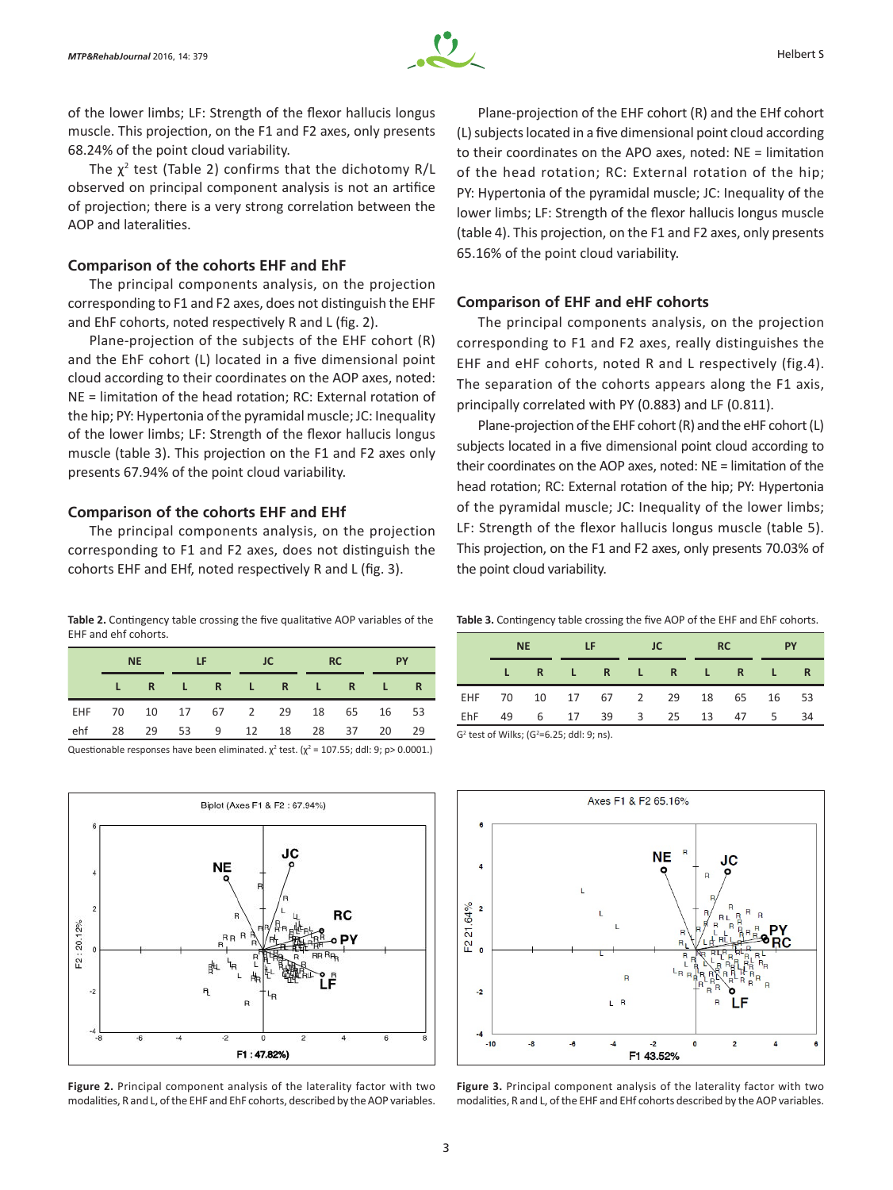of the lower limbs; LF: Strength of the flexor hallucis longus muscle. This projection, on the F1 and F2 axes, only presents 68.24% of the point cloud variability.

The $\chi^2$ test (Table 2) confirms that the dichotomy R/L observed on principal component analysis is not an artifice of projection; there is a very strong correlation between the AOP and lateralities.

### Comparison of the cohorts EHF and EhF

The principal components analysis, on the projection corresponding to F1 and F2 axes, does not distinguish the EHF and EhF cohorts, noted respectively R and L (fig. 2).

Plane-projection of the subjects of the EHF cohort (R) and the EhF cohort (L) located in a five dimensional point cloud according to their coordinates on the AOP axes, noted: NE = limitation of the head rotation; RC: External rotation of the hip; PY: Hypertonia of the pyramidal muscle; JC: Inequality of the lower limbs; LF: Strength of the flexor hallucis longus muscle (table 3). This projection on the F1 and F2 axes only presents 67.94% of the point cloud variability.

### Comparison of the cohorts EHF and EHf

The principal components analysis, on the projection corresponding to F1 and F2 axes, does not distinguish the cohorts EHF and EHf, noted respectively R and L (fig. 3).

Plane-projection of the EHF cohort (R) and the EHf cohort (L) subjects located in a five dimensional point cloud according to their coordinates on the APO axes, noted: NE = limitation of the head rotation; RC: External rotation of the hip; PY: Hypertonia of the pyramidal muscle; JC: Inequality of the lower limbs; LF: Strength of the flexor hallucis longus muscle (table 4). This projection, on the F1 and F2 axes, only presents 65.16% of the point cloud variability.

### Comparison of EHF and eHF cohorts

The principal components analysis, on the projection corresponding to F1 and F2 axes, really distinguishes the EHF and eHF cohorts, noted R and L respectively (fig.4). The separation of the cohorts appears along the F1 axis, principally correlated with PY (0.883) and LF (0.811).

Plane-projection of the EHF cohort (R) and the eHF cohort (L) subjects located in a five dimensional point cloud according to their coordinates on the AOP axes, noted: NE = limitation of the head rotation; RC: External rotation of the hip; PY: Hypertonia of the pyramidal muscle; JC: Inequality of the lower limbs; LF: Strength of the flexor hallucis longus muscle (table 5). This projection, on the F1 and F2 axes, only presents 70.03% of the point cloud variability.

**Table 2.** Contingency table crossing the five qualitative AOP variables of the EHF and ehf cohorts.

| | NE | | LF | | JC | | RC | | PY | |
|---|---|---|---|---|---|---|---|---|---|---|
| | L | R | L | R | L | R | L | R | L | R |
| EHF | 70 | 10 | 17 | 67 | 2 | 29 | 18 | 65 | 16 | 53 |
| ehf | 28 | 29 | 53 | 9 | 12 | 18 | 28 | 37 | 20 | 29 |

Questionable responses have been eliminated. $\chi^2$ test. ($\chi^2$ = 107.55; ddl: 9; p> 0.0001.)

**Table 3.** Contingency table crossing the five AOP of the EHF and EhF cohorts.

| | NE | | LF | | JC | | RC | | PY | |
|---|---|---|---|---|---|---|---|---|---|---|
| | L | R | L | R | L | R | L | R | L | R |
| EHF | 70 | 10 | 17 | 67 | 2 | 29 | 18 | 65 | 16 | 53 |
| EhF | 49 | 6 | 17 | 39 | 3 | 25 | 13 | 47 | 5 | 34 |

$G^2$ test of Wilks; ($G^2$=6.25; ddl: 9; ns).

**Figure 2.** Principal component analysis of the laterality factor with two modalities, R and L, of the EHF and EhF cohorts, described by the AOP variables.

**Figure 3.** Principal component analysis of the laterality factor with two modalities, R and L, of the EHF and EHf cohorts described by the AOP variables.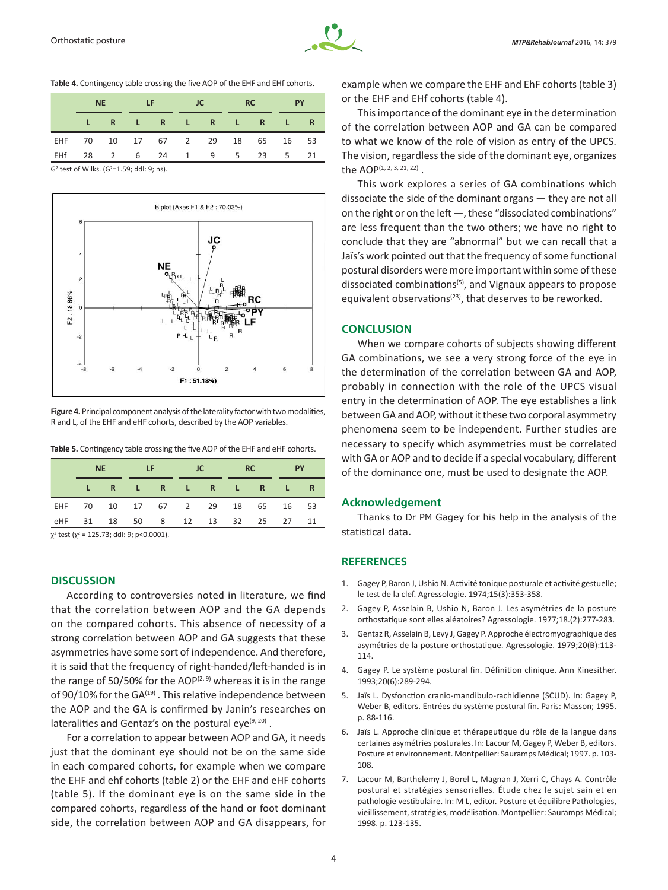**Table 4.** Contingency table crossing the five AOP of the EHF and EhF cohorts.

| | NE | | LF | | JC | | RC | | PY | |
|---|---|---|---|---|---|---|---|---|---|---|
| | L | R | L | R | L | R | L | R | L | R |
| EHF | 70 | 10 | 17 | 67 | 2 | 29 | 18 | 65 | 16 | 53 |
| EhF | 28 | 2 | 6 | 24 | 1 | 9 | 5 | 23 | 5 | 21 |

$G^2$ test of Wilks. ($G^2$=1.59; ddl: 9; ns).

**Figure 4.** Principal component analysis of the laterality factor with two modalities, R and L, of the EHF and eHF cohorts, described by the AOP variables.

**Table 5.** Contingency table crossing the five AOP of the EHF and eHF cohorts.

| | NE | | LF | | JC | | RC | | PY | |
|---|---|---|---|---|---|---|---|---|---|---|
| | L | R | L | R | L | R | L | R | L | R |
| EHF | 70 | 10 | 17 | 67 | 2 | 29 | 18 | 65 | 16 | 53 |
| eHF | 31 | 18 | 50 | 8 | 12 | 13 | 32 | 25 | 27 | 11 |

$\chi^2$ test ($\chi^2$ = 125.73; ddl: 9; p<0.0001).

## DISCUSSION

According to controversies noted in literature, we find that the correlation between AOP and the GA depends on the compared cohorts. This absence of necessity of a strong correlation between AOP and GA suggests that these asymmetries have some sort of independence. And therefore, it is said that the frequency of right-handed/left-handed is in the range of 50/50% for the AOP[2, 9] whereas it is in the range of 90/10% for the GA[19] . This relative independence between the AOP and the GA is confirmed by Janin's researches on lateralities and Gentaz's on the postural eye[9, 20] .

For a correlation to appear between AOP and GA, it needs just that the dominant eye should not be on the same side in each compared cohorts, for example when we compare the EHF and ehf cohorts (table 2) or the EHF and eHF cohorts (table 5). If the dominant eye is on the same side in the compared cohorts, regardless of the hand or foot dominant side, the correlation between AOP and GA disappears, for example when we compare the EHF and EhF cohorts (table 3) or the EHF and EhF cohorts (table 4).

This importance of the dominant eye in the determination of the correlation between AOP and GA can be compared to what we know of the role of vision as entry of the UPCS. The vision, regardless the side of the dominant eye, organizes the AOP[1, 2, 3, 21, 22] .

This work explores a series of GA combinations which dissociate the side of the dominant organs — they are not all on the right or on the left —, these "dissociated combinations" are less frequent than the two others; we have no right to conclude that they are "abnormal" but we can recall that a Jaïs's work pointed out that the frequency of some functional postural disorders were more important within some of these dissociated combinations[5], and Vignaux appears to propose equivalent observations[23], that deserves to be reworked.

## CONCLUSION

When we compare cohorts of subjects showing different GA combinations, we see a very strong force of the eye in the determination of the correlation between GA and AOP, probably in connection with the role of the UPCS visual entry in the determination of AOP. The eye establishes a link between GA and AOP, without it these two corporal asymmetry phenomena seem to be independent. Further studies are necessary to specify which asymmetries must be correlated with GA or AOP and to decide if a special vocabulary, different of the dominance one, must be used to designate the AOP.

## Acknowledgement

Thanks to Dr PM Gagey for his help in the analysis of the statistical data.

## REFERENCES

1. Gagey P, Baron J, Ushio N. Activité tonique posturale et activité gestuelle; le test de la clef. Agressologie. 1974;15(3):353-358.
2. Gagey P, Asselain B, Ushio N, Baron J. Les asymétries de la posture orthostatique sont elles aléatoires? Agressologie. 1977;18.(2):277-283.
3. Gentaz R, Asselain B, Levy J, Gagey P. Approche électromyographique des asymétries de la posture orthostatique. Agressologie. 1979;20(B):113-114.
4. Gagey P. Le système postural fin. Définition clinique. Ann Kinesither. 1993;20(6):289-294.
5. Jaïs L. Dysfonction cranio-mandibulo-rachidienne (SCUD). In: Gagey P, Weber B, editors. Entrées du système postural fin. Paris: Masson; 1995. p. 88-116.
6. Jaïs L. Approche clinique et thérapeutique du rôle de la langue dans certaines asymétries posturales. In: Lacour M, Gagey P, Weber B, editors. Posture et environnement. Montpellier: Sauramps Médical; 1997. p. 103-108.
7. Lacour M, Barthelemy J, Borel L, Magnan J, Xerri C, Chays A. Contrôle postural et stratégies sensorielles. Étude chez le sujet sain et en pathologie vestibulaire. In: M L, editor. Posture et équilibre Pathologies, vieillissement, stratégies, modélisation. Montpellier: Sauramps Médical; 1998. p. 123-135.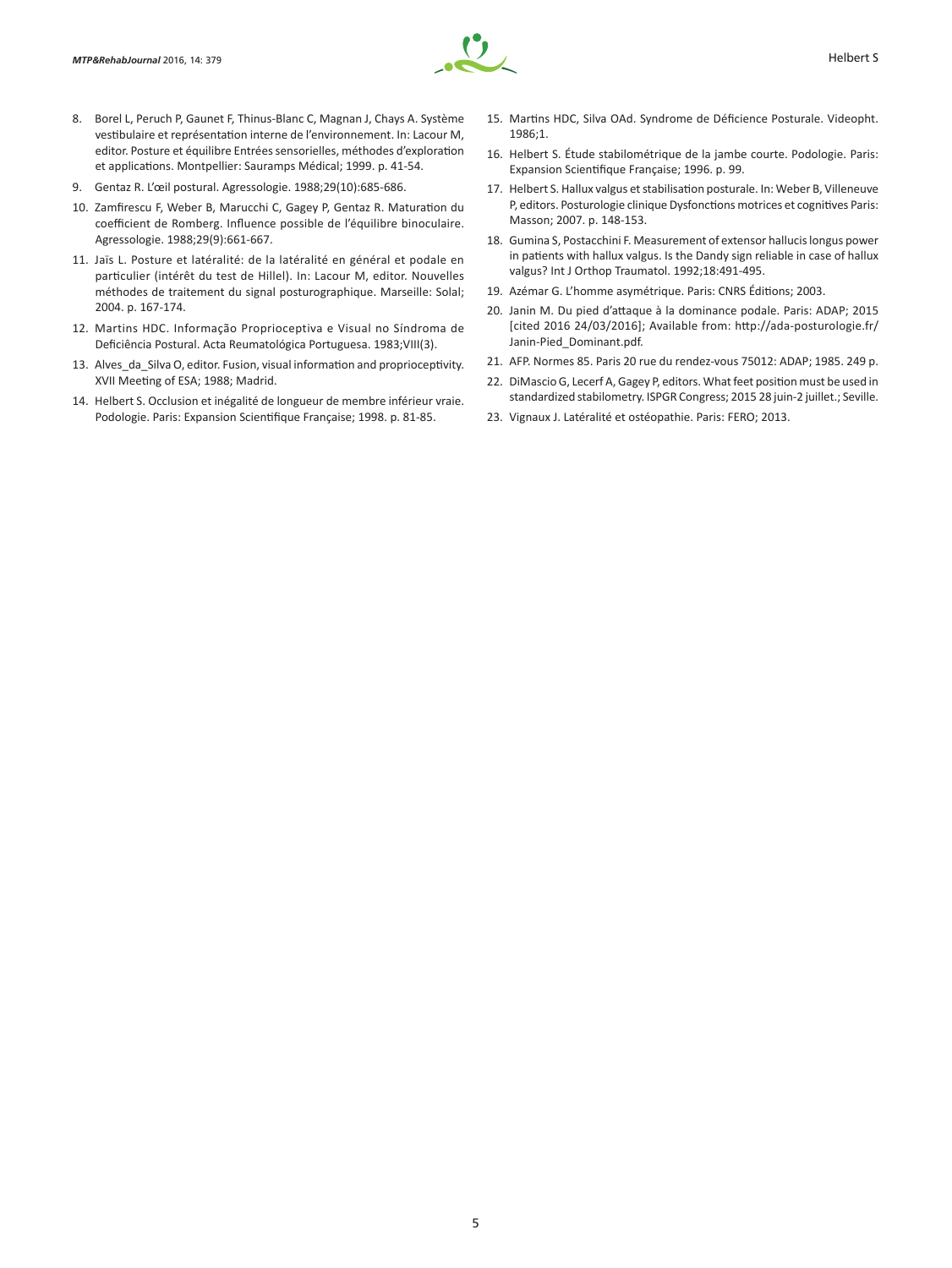8. Borel L, Peruch P, Gaunet F, Thinus-Blanc C, Magnan J, Chays A. Système vestibulaire et représentation interne de l'environnement. In: Lacour M, editor. Posture et équilibre Entrées sensorielles, méthodes d'exploration et applications. Montpellier: Sauramps Médical; 1999. p. 41-54.
9. Gentaz R. L'œil postural. Agressologie. 1988;29(10):685-686.
10. Zamfirescu F, Weber B, Marucchi C, Gagey P, Gentaz R. Maturation du coefficient de Romberg. Influence possible de l'équilibre binoculaire. Agressologie. 1988;29(9):661-667.
11. Jaïs L. Posture et latéralité: de la latéralité en général et podale en particulier (intérêt du test de Hillel). In: Lacour M, editor. Nouvelles méthodes de traitement du signal posturographique. Marseille: Solal; 2004. p. 167-174.
12. Martins HDC. Informação Proprioceptiva e Visual no Síndroma de Deficiência Postural. Acta Reumatológica Portuguesa. 1983;VIII(3).
13. Alves_da_Silva O, editor. Fusion, visual information and proprioceptivity. XVII Meeting of ESA; 1988; Madrid.
14. Helbert S. Occlusion et inégalité de longueur de membre inférieur vraie. Podologie. Paris: Expansion Scientifique Française; 1998. p. 81-85.
15. Martins HDC, Silva OAd. Syndrome de Déficience Posturale. Videopht. 1986;1.
16. Helbert S. Étude stabilométrique de la jambe courte. Podologie. Paris: Expansion Scientifique Française; 1996. p. 99.
17. Helbert S. Hallux valgus et stabilisation posturale. In: Weber B, Villeneuve P, editors. Posturologie clinique Dysfonctions motrices et cognitives Paris: Masson; 2007. p. 148-153.
18. Gumina S, Postacchini F. Measurement of extensor hallucis longus power in patients with hallux valgus. Is the Dandy sign reliable in case of hallux valgus? Int J Orthop Traumatol. 1992;18:491-495.
19. Azémar G. L'homme asymétrique. Paris: CNRS Éditions; 2003.
20. Janin M. Du pied d'attaque à la dominance podale. Paris: ADAP; 2015 [cited 2016 24/03/2016]; Available from: http://ada-posturologie.fr/Janin-Pied_Dominant.pdf.
21. AFP. Normes 85. Paris 20 rue du rendez-vous 75012: ADAP; 1985. 249 p.
22. DiMascio G, Lecerf A, Gagey P, editors. What feet position must be used in standardized stabilometry. ISPGR Congress; 2015 28 juin-2 juillet.; Seville.
23. Vignaux J. Latéralité et ostéopathie. Paris: FERO; 2013.